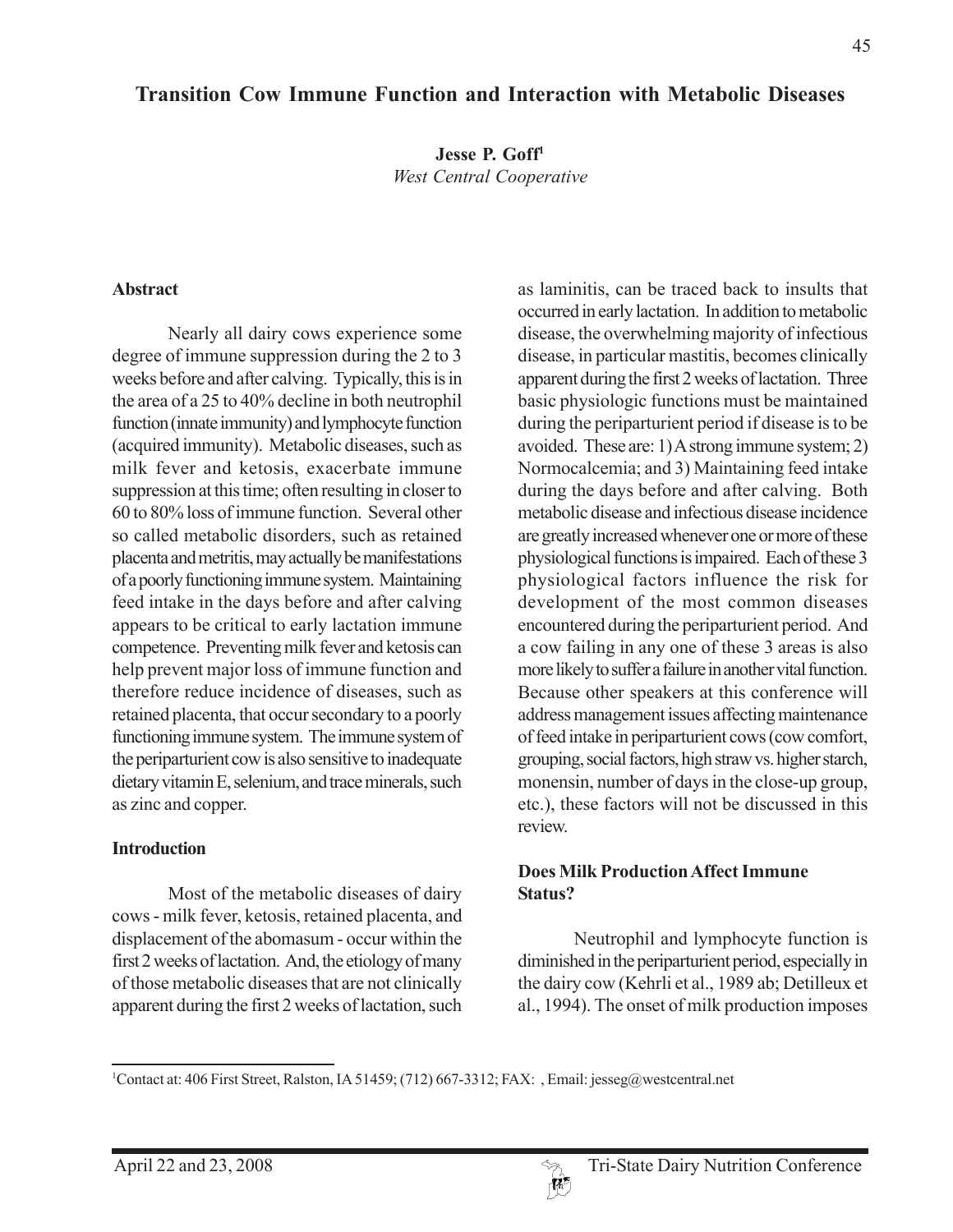# Transition Cow Immune Function and Interaction with Metabolic Diseases

**Jesse P. Goff**[1]
*West Central Cooperative*

## Abstract

Nearly all dairy cows experience some degree of immune suppression during the 2 to 3 weeks before and after calving. Typically, this is in the area of a 25 to 40% decline in both neutrophil function (innate immunity) and lymphocyte function (acquired immunity). Metabolic diseases, such as milk fever and ketosis, exacerbate immune suppression at this time; often resulting in closer to 60 to 80% loss of immune function. Several other so called metabolic disorders, such as retained placenta and metritis, may actually be manifestations of a poorly functioning immune system. Maintaining feed intake in the days before and after calving appears to be critical to early lactation immune competence. Preventing milk fever and ketosis can help prevent major loss of immune function and therefore reduce incidence of diseases, such as retained placenta, that occur secondary to a poorly functioning immune system. The immune system of the periparturient cow is also sensitive to inadequate dietary vitamin E, selenium, and trace minerals, such as zinc and copper.

## Introduction

Most of the metabolic diseases of dairy cows - milk fever, ketosis, retained placenta, and displacement of the abomasum - occur within the first 2 weeks of lactation. And, the etiology of many of those metabolic diseases that are not clinically apparent during the first 2 weeks of lactation, such as laminitis, can be traced back to insults that occurred in early lactation. In addition to metabolic disease, the overwhelming majority of infectious disease, in particular mastitis, becomes clinically apparent during the first 2 weeks of lactation. Three basic physiologic functions must be maintained during the periparturient period if disease is to be avoided. These are: 1) A strong immune system; 2) Normocalcemia; and 3) Maintaining feed intake during the days before and after calving. Both metabolic disease and infectious disease incidence are greatly increased whenever one or more of these physiological functions is impaired. Each of these 3 physiological factors influence the risk for development of the most common diseases encountered during the periparturient period. And a cow failing in any one of these 3 areas is also more likely to suffer a failure in another vital function. Because other speakers at this conference will address management issues affecting maintenance of feed intake in periparturient cows (cow comfort, grouping, social factors, high straw vs. higher starch, monensin, number of days in the close-up group, etc.), these factors will not be discussed in this review.

## Does Milk Production Affect Immune Status?

Neutrophil and lymphocyte function is diminished in the periparturient period, especially in the dairy cow (Kehrli et al., 1989 ab; Detilleux et al., 1994). The onset of milk production imposes

---

[1]Contact at: 406 First Street, Ralston, IA 51459; (712) 667-3312; FAX: , Email: jesseg@westcentral.net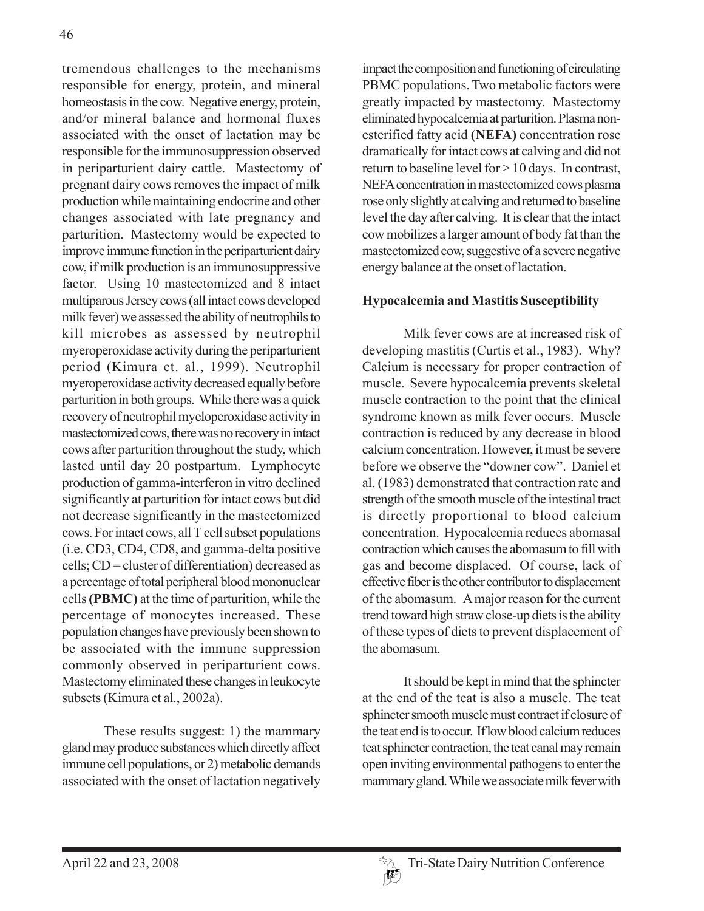tremendous challenges to the mechanisms responsible for energy, protein, and mineral homeostasis in the cow. Negative energy, protein, and/or mineral balance and hormonal fluxes associated with the onset of lactation may be responsible for the immunosuppression observed in periparturient dairy cattle. Mastectomy of pregnant dairy cows removes the impact of milk production while maintaining endocrine and other changes associated with late pregnancy and parturition. Mastectomy would be expected to improve immune function in the periparturient dairy cow, if milk production is an immunosuppressive factor. Using 10 mastectomized and 8 intact multiparous Jersey cows (all intact cows developed milk fever) we assessed the ability of neutrophils to kill microbes as assessed by neutrophil myeroperoxidase activity during the periparturient period (Kimura et. al., 1999). Neutrophil myeroperoxidase activity decreased equally before parturition in both groups. While there was a quick recovery of neutrophil myeloperoxidase activity in mastectomized cows, there was no recovery in intact cows after parturition throughout the study, which lasted until day 20 postpartum. Lymphocyte production of gamma-interferon in vitro declined significantly at parturition for intact cows but did not decrease significantly in the mastectomized cows. For intact cows, all T cell subset populations (i.e. CD3, CD4, CD8, and gamma-delta positive cells; CD = cluster of differentiation) decreased as a percentage of total peripheral blood mononuclear cells **(PBMC)** at the time of parturition, while the percentage of monocytes increased. These population changes have previously been shown to be associated with the immune suppression commonly observed in periparturient cows. Mastectomy eliminated these changes in leukocyte subsets (Kimura et al., 2002a).

These results suggest: 1) the mammary gland may produce substances which directly affect immune cell populations, or 2) metabolic demands associated with the onset of lactation negatively impact the composition and functioning of circulating PBMC populations. Two metabolic factors were greatly impacted by mastectomy. Mastectomy eliminated hypocalcemia at parturition. Plasma non-esterified fatty acid **(NEFA)** concentration rose dramatically for intact cows at calving and did not return to baseline level for > 10 days. In contrast, NEFA concentration in mastectomized cows plasma rose only slightly at calving and returned to baseline level the day after calving. It is clear that the intact cow mobilizes a larger amount of body fat than the mastectomized cow, suggestive of a severe negative energy balance at the onset of lactation.

### Hypocalcemia and Mastitis Susceptibility

Milk fever cows are at increased risk of developing mastitis (Curtis et al., 1983). Why? Calcium is necessary for proper contraction of muscle. Severe hypocalcemia prevents skeletal muscle contraction to the point that the clinical syndrome known as milk fever occurs. Muscle contraction is reduced by any decrease in blood calcium concentration. However, it must be severe before we observe the "downer cow". Daniel et al. (1983) demonstrated that contraction rate and strength of the smooth muscle of the intestinal tract is directly proportional to blood calcium concentration. Hypocalcemia reduces abomasal contraction which causes the abomasum to fill with gas and become displaced. Of course, lack of effective fiber is the other contributor to displacement of the abomasum. A major reason for the current trend toward high straw close-up diets is the ability of these types of diets to prevent displacement of the abomasum.

It should be kept in mind that the sphincter at the end of the teat is also a muscle. The teat sphincter smooth muscle must contract if closure of the teat end is to occur. If low blood calcium reduces teat sphincter contraction, the teat canal may remain open inviting environmental pathogens to enter the mammary gland. While we associate milk fever with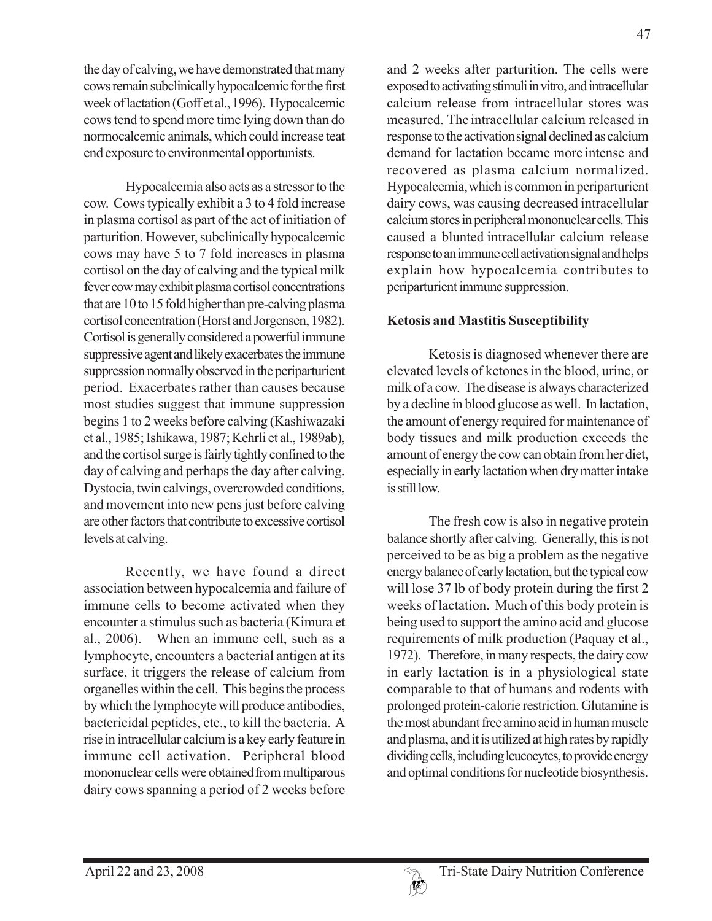the day of calving, we have demonstrated that many cows remain subclinically hypocalcemic for the first week of lactation (Goff et al., 1996). Hypocalcemic cows tend to spend more time lying down than do normocalcemic animals, which could increase teat end exposure to environmental opportunists.

Hypocalcemia also acts as a stressor to the cow. Cows typically exhibit a 3 to 4 fold increase in plasma cortisol as part of the act of initiation of parturition. However, subclinically hypocalcemic cows may have 5 to 7 fold increases in plasma cortisol on the day of calving and the typical milk fever cow may exhibit plasma cortisol concentrations that are 10 to 15 fold higher than pre-calving plasma cortisol concentration (Horst and Jorgensen, 1982). Cortisol is generally considered a powerful immune suppressive agent and likely exacerbates the immune suppression normally observed in the periparturient period. Exacerbates rather than causes because most studies suggest that immune suppression begins 1 to 2 weeks before calving (Kashiwazaki et al., 1985; Ishikawa, 1987; Kehrli et al., 1989ab), and the cortisol surge is fairly tightly confined to the day of calving and perhaps the day after calving. Dystocia, twin calvings, overcrowded conditions, and movement into new pens just before calving are other factors that contribute to excessive cortisol levels at calving.

Recently, we have found a direct association between hypocalcemia and failure of immune cells to become activated when they encounter a stimulus such as bacteria (Kimura et al., 2006). When an immune cell, such as a lymphocyte, encounters a bacterial antigen at its surface, it triggers the release of calcium from organelles within the cell. This begins the process by which the lymphocyte will produce antibodies, bactericidal peptides, etc., to kill the bacteria. A rise in intracellular calcium is a key early feature in immune cell activation. Peripheral blood mononuclear cells were obtained from multiparous dairy cows spanning a period of 2 weeks before and 2 weeks after parturition. The cells were exposed to activating stimuli in vitro, and intracellular calcium release from intracellular stores was measured. The intracellular calcium released in response to the activation signal declined as calcium demand for lactation became more intense and recovered as plasma calcium normalized. Hypocalcemia, which is common in periparturient dairy cows, was causing decreased intracellular calcium stores in peripheral mononuclear cells. This caused a blunted intracellular calcium release response to an immune cell activation signal and helps explain how hypocalcemia contributes to periparturient immune suppression.

**Ketosis and Mastitis Susceptibility**

Ketosis is diagnosed whenever there are elevated levels of ketones in the blood, urine, or milk of a cow. The disease is always characterized by a decline in blood glucose as well. In lactation, the amount of energy required for maintenance of body tissues and milk production exceeds the amount of energy the cow can obtain from her diet, especially in early lactation when dry matter intake is still low.

The fresh cow is also in negative protein balance shortly after calving. Generally, this is not perceived to be as big a problem as the negative energy balance of early lactation, but the typical cow will lose 37 lb of body protein during the first 2 weeks of lactation. Much of this body protein is being used to support the amino acid and glucose requirements of milk production (Paquay et al., 1972). Therefore, in many respects, the dairy cow in early lactation is in a physiological state comparable to that of humans and rodents with prolonged protein-calorie restriction. Glutamine is the most abundant free amino acid in human muscle and plasma, and it is utilized at high rates by rapidly dividing cells, including leucocytes, to provide energy and optimal conditions for nucleotide biosynthesis.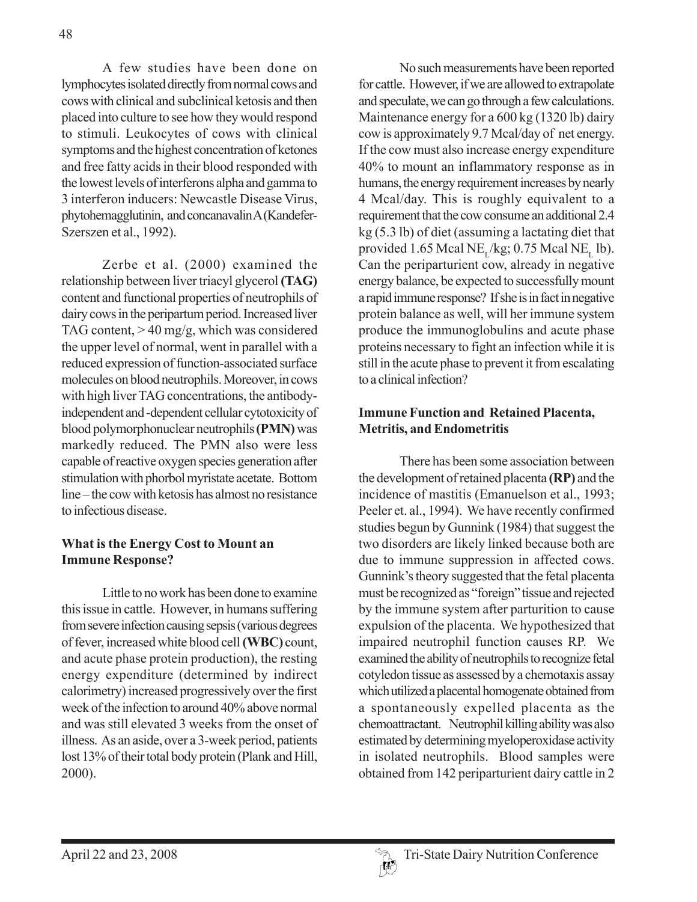A few studies have been done on lymphocytes isolated directly from normal cows and cows with clinical and subclinical ketosis and then placed into culture to see how they would respond to stimuli. Leukocytes of cows with clinical symptoms and the highest concentration of ketones and free fatty acids in their blood responded with the lowest levels of interferons alpha and gamma to 3 interferon inducers: Newcastle Disease Virus, phytohemagglutinin, and concanavalin A (Kandefer-Szerszen et al., 1992).

Zerbe et al. (2000) examined the relationship between liver triacyl glycerol **(TAG)** content and functional properties of neutrophils of dairy cows in the peripartum period. Increased liver TAG content, > 40 mg/g, which was considered the upper level of normal, went in parallel with a reduced expression of function-associated surface molecules on blood neutrophils. Moreover, in cows with high liver TAG concentrations, the antibody-independent and -dependent cellular cytotoxicity of blood polymorphonuclear neutrophils **(PMN)** was markedly reduced. The PMN also were less capable of reactive oxygen species generation after stimulation with phorbol myristate acetate. Bottom line – the cow with ketosis has almost no resistance to infectious disease.

### What is the Energy Cost to Mount an Immune Response?

Little to no work has been done to examine this issue in cattle. However, in humans suffering from severe infection causing sepsis (various degrees of fever, increased white blood cell **(WBC)** count, and acute phase protein production), the resting energy expenditure (determined by indirect calorimetry) increased progressively over the first week of the infection to around 40% above normal and was still elevated 3 weeks from the onset of illness. As an aside, over a 3-week period, patients lost 13% of their total body protein (Plank and Hill, 2000).

No such measurements have been reported for cattle. However, if we are allowed to extrapolate and speculate, we can go through a few calculations. Maintenance energy for a 600 kg (1320 lb) dairy cow is approximately 9.7 Mcal/day of net energy. If the cow must also increase energy expenditure 40% to mount an inflammatory response as in humans, the energy requirement increases by nearly 4 Mcal/day. This is roughly equivalent to a requirement that the cow consume an additional 2.4 kg (5.3 lb) of diet (assuming a lactating diet that provided 1.65 Mcal $NE_L$/kg; 0.75 Mcal $NE_L$ lb). Can the periparturient cow, already in negative energy balance, be expected to successfully mount a rapid immune response? If she is in fact in negative protein balance as well, will her immune system produce the immunoglobulins and acute phase proteins necessary to fight an infection while it is still in the acute phase to prevent it from escalating to a clinical infection?

### Immune Function and Retained Placenta, Metritis, and Endometritis

There has been some association between the development of retained placenta **(RP)** and the incidence of mastitis (Emanuelson et al., 1993; Peeler et. al., 1994). We have recently confirmed studies begun by Gunnink (1984) that suggest the two disorders are likely linked because both are due to immune suppression in affected cows. Gunnink's theory suggested that the fetal placenta must be recognized as "foreign" tissue and rejected by the immune system after parturition to cause expulsion of the placenta. We hypothesized that impaired neutrophil function causes RP. We examined the ability of neutrophils to recognize fetal cotyledon tissue as assessed by a chemotaxis assay which utilized a placental homogenate obtained from a spontaneously expelled placenta as the chemoattractant. Neutrophil killing ability was also estimated by determining myeloperoxidase activity in isolated neutrophils. Blood samples were obtained from 142 periparturient dairy cattle in 2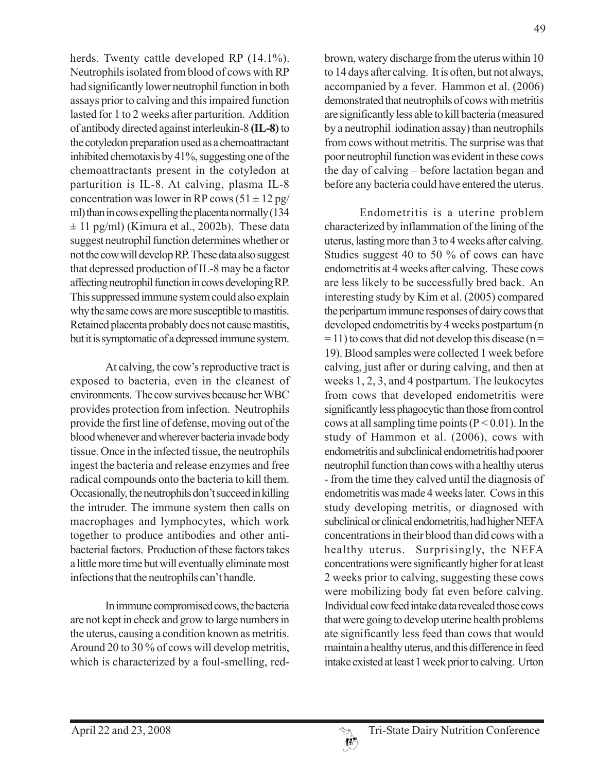herds. Twenty cattle developed RP (14.1%). Neutrophils isolated from blood of cows with RP had significantly lower neutrophil function in both assays prior to calving and this impaired function lasted for 1 to 2 weeks after parturition. Addition of antibody directed against interleukin-8 **(IL-8)** to the cotyledon preparation used as a chemoattractant inhibited chemotaxis by 41%, suggesting one of the chemoattractants present in the cotyledon at parturition is IL-8. At calving, plasma IL-8 concentration was lower in RP cows ($51 \pm 12$ pg/ml) than in cows expelling the placenta normally ($134 \pm 11$ pg/ml) (Kimura et al., 2002b). These data suggest neutrophil function determines whether or not the cow will develop RP. These data also suggest that depressed production of IL-8 may be a factor affecting neutrophil function in cows developing RP. This suppressed immune system could also explain why the same cows are more susceptible to mastitis. Retained placenta probably does not cause mastitis, but it is symptomatic of a depressed immune system.

At calving, the cow's reproductive tract is exposed to bacteria, even in the cleanest of environments. The cow survives because her WBC provides protection from infection. Neutrophils provide the first line of defense, moving out of the blood whenever and wherever bacteria invade body tissue. Once in the infected tissue, the neutrophils ingest the bacteria and release enzymes and free radical compounds onto the bacteria to kill them. Occasionally, the neutrophils don't succeed in killing the intruder. The immune system then calls on macrophages and lymphocytes, which work together to produce antibodies and other anti-bacterial factors. Production of these factors takes a little more time but will eventually eliminate most infections that the neutrophils can't handle.

In immune compromised cows, the bacteria are not kept in check and grow to large numbers in the uterus, causing a condition known as metritis. Around 20 to 30 % of cows will develop metritis, which is characterized by a foul-smelling, red-brown, watery discharge from the uterus within 10 to 14 days after calving. It is often, but not always, accompanied by a fever. Hammon et al. (2006) demonstrated that neutrophils of cows with metritis are significantly less able to kill bacteria (measured by a neutrophil iodination assay) than neutrophils from cows without metritis. The surprise was that poor neutrophil function was evident in these cows the day of calving – before lactation began and before any bacteria could have entered the uterus.

Endometritis is a uterine problem characterized by inflammation of the lining of the uterus, lasting more than 3 to 4 weeks after calving. Studies suggest 40 to 50 % of cows can have endometritis at 4 weeks after calving. These cows are less likely to be successfully bred back. An interesting study by Kim et al. (2005) compared the peripartum immune responses of dairy cows that developed endometritis by 4 weeks postpartum ($n = 11$) to cows that did not develop this disease ($n = 19$). Blood samples were collected 1 week before calving, just after or during calving, and then at weeks 1, 2, 3, and 4 postpartum. The leukocytes from cows that developed endometritis were significantly less phagocytic than those from control cows at all sampling time points ($P < 0.01$). In the study of Hammon et al. (2006), cows with endometritis and subclinical endometritis had poorer neutrophil function than cows with a healthy uterus - from the time they calved until the diagnosis of endometritis was made 4 weeks later. Cows in this study developing metritis, or diagnosed with subclinical or clinical endometritis, had higher NEFA concentrations in their blood than did cows with a healthy uterus. Surprisingly, the NEFA concentrations were significantly higher for at least 2 weeks prior to calving, suggesting these cows were mobilizing body fat even before calving. Individual cow feed intake data revealed those cows that were going to develop uterine health problems ate significantly less feed than cows that would maintain a healthy uterus, and this difference in feed intake existed at least 1 week prior to calving. Urton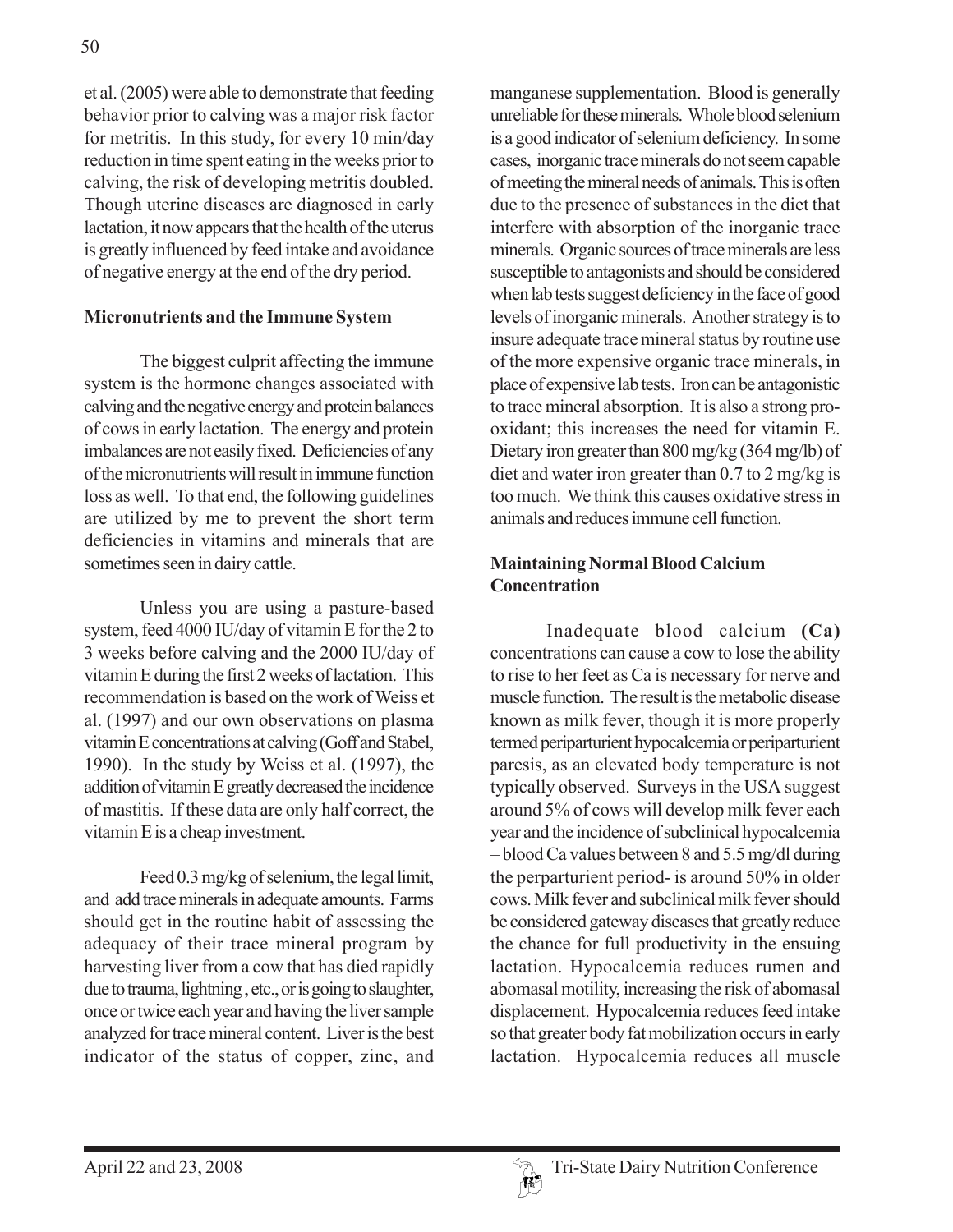et al. (2005) were able to demonstrate that feeding behavior prior to calving was a major risk factor for metritis. In this study, for every 10 min/day reduction in time spent eating in the weeks prior to calving, the risk of developing metritis doubled. Though uterine diseases are diagnosed in early lactation, it now appears that the health of the uterus is greatly influenced by feed intake and avoidance of negative energy at the end of the dry period.

**Micronutrients and the Immune System**

The biggest culprit affecting the immune system is the hormone changes associated with calving and the negative energy and protein balances of cows in early lactation. The energy and protein imbalances are not easily fixed. Deficiencies of any of the micronutrients will result in immune function loss as well. To that end, the following guidelines are utilized by me to prevent the short term deficiencies in vitamins and minerals that are sometimes seen in dairy cattle.

Unless you are using a pasture-based system, feed 4000 IU/day of vitamin E for the 2 to 3 weeks before calving and the 2000 IU/day of vitamin E during the first 2 weeks of lactation. This recommendation is based on the work of Weiss et al. (1997) and our own observations on plasma vitamin E concentrations at calving (Goff and Stabel, 1990). In the study by Weiss et al. (1997), the addition of vitamin E greatly decreased the incidence of mastitis. If these data are only half correct, the vitamin E is a cheap investment.

Feed 0.3 mg/kg of selenium, the legal limit, and add trace minerals in adequate amounts. Farms should get in the routine habit of assessing the adequacy of their trace mineral program by harvesting liver from a cow that has died rapidly due to trauma, lightning , etc., or is going to slaughter, once or twice each year and having the liver sample analyzed for trace mineral content. Liver is the best indicator of the status of copper, zinc, and manganese supplementation. Blood is generally unreliable for these minerals. Whole blood selenium is a good indicator of selenium deficiency. In some cases, inorganic trace minerals do not seem capable of meeting the mineral needs of animals. This is often due to the presence of substances in the diet that interfere with absorption of the inorganic trace minerals. Organic sources of trace minerals are less susceptible to antagonists and should be considered when lab tests suggest deficiency in the face of good levels of inorganic minerals. Another strategy is to insure adequate trace mineral status by routine use of the more expensive organic trace minerals, in place of expensive lab tests. Iron can be antagonistic to trace mineral absorption. It is also a strong pro-oxidant; this increases the need for vitamin E. Dietary iron greater than 800 mg/kg (364 mg/lb) of diet and water iron greater than 0.7 to 2 mg/kg is too much. We think this causes oxidative stress in animals and reduces immune cell function.

**Maintaining Normal Blood Calcium Concentration**

Inadequate blood calcium **(Ca)** concentrations can cause a cow to lose the ability to rise to her feet as Ca is necessary for nerve and muscle function. The result is the metabolic disease known as milk fever, though it is more properly termed periparturient hypocalcemia or periparturient paresis, as an elevated body temperature is not typically observed. Surveys in the USA suggest around 5% of cows will develop milk fever each year and the incidence of subclinical hypocalcemia – blood Ca values between 8 and 5.5 mg/dl during the perparturient period- is around 50% in older cows. Milk fever and subclinical milk fever should be considered gateway diseases that greatly reduce the chance for full productivity in the ensuing lactation. Hypocalcemia reduces rumen and abomasal motility, increasing the risk of abomasal displacement. Hypocalcemia reduces feed intake so that greater body fat mobilization occurs in early lactation. Hypocalcemia reduces all muscle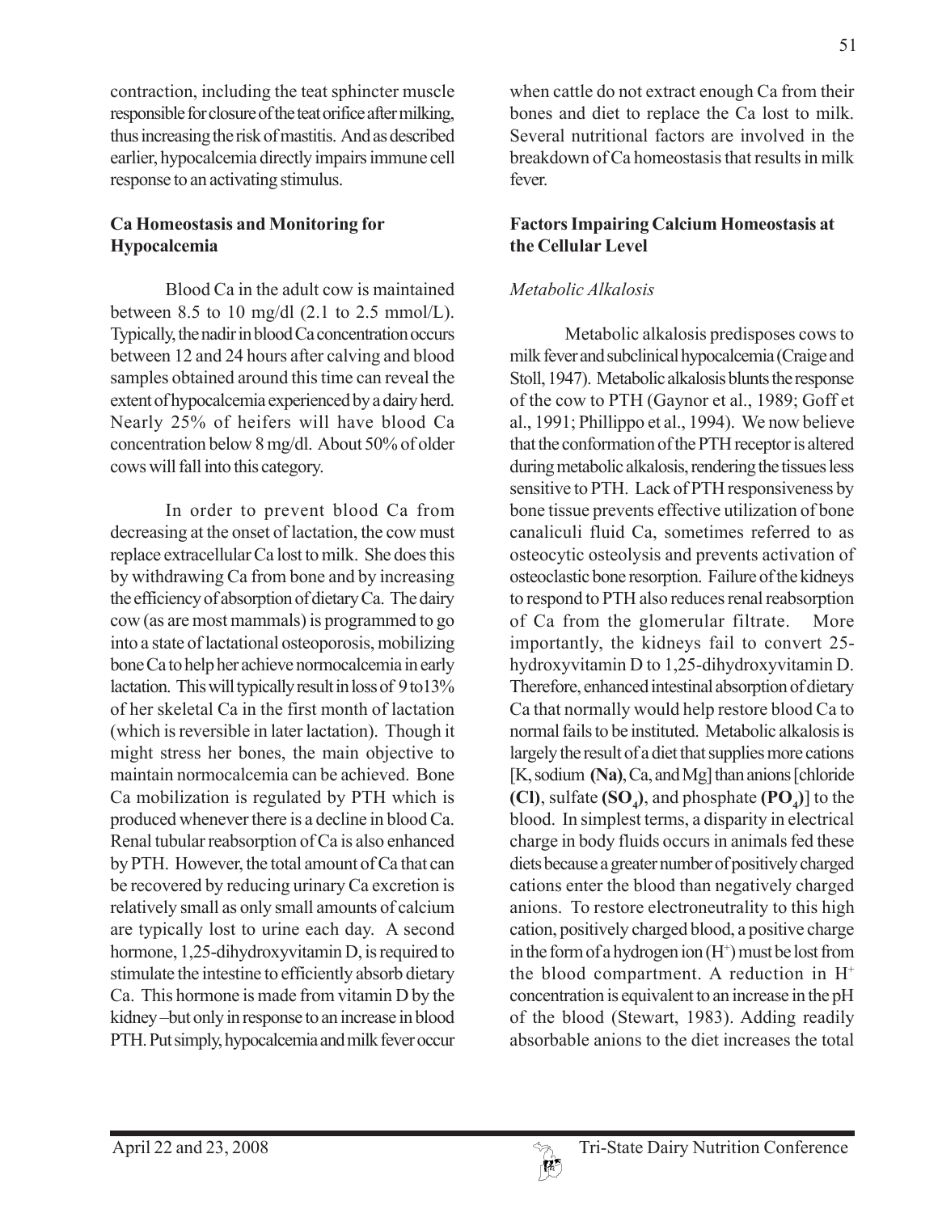contraction, including the teat sphincter muscle responsible for closure of the teat orifice after milking, thus increasing the risk of mastitis. And as described earlier, hypocalcemia directly impairs immune cell response to an activating stimulus.

## Ca Homeostasis and Monitoring for Hypocalcemia

Blood Ca in the adult cow is maintained between 8.5 to 10 mg/dl (2.1 to 2.5 mmol/L). Typically, the nadir in blood Ca concentration occurs between 12 and 24 hours after calving and blood samples obtained around this time can reveal the extent of hypocalcemia experienced by a dairy herd. Nearly 25% of heifers will have blood Ca concentration below 8 mg/dl. About 50% of older cows will fall into this category.

In order to prevent blood Ca from decreasing at the onset of lactation, the cow must replace extracellular Ca lost to milk. She does this by withdrawing Ca from bone and by increasing the efficiency of absorption of dietary Ca. The dairy cow (as are most mammals) is programmed to go into a state of lactational osteoporosis, mobilizing bone Ca to help her achieve normocalcemia in early lactation. This will typically result in loss of 9 to13% of her skeletal Ca in the first month of lactation (which is reversible in later lactation). Though it might stress her bones, the main objective to maintain normocalcemia can be achieved. Bone Ca mobilization is regulated by PTH which is produced whenever there is a decline in blood Ca. Renal tubular reabsorption of Ca is also enhanced by PTH. However, the total amount of Ca that can be recovered by reducing urinary Ca excretion is relatively small as only small amounts of calcium are typically lost to urine each day. A second hormone, 1,25-dihydroxyvitamin D, is required to stimulate the intestine to efficiently absorb dietary Ca. This hormone is made from vitamin D by the kidney –but only in response to an increase in blood PTH. Put simply, hypocalcemia and milk fever occur when cattle do not extract enough Ca from their bones and diet to replace the Ca lost to milk. Several nutritional factors are involved in the breakdown of Ca homeostasis that results in milk fever.

## Factors Impairing Calcium Homeostasis at the Cellular Level

### *Metabolic Alkalosis*

Metabolic alkalosis predisposes cows to milk fever and subclinical hypocalcemia (Craige and Stoll, 1947). Metabolic alkalosis blunts the response of the cow to PTH (Gaynor et al., 1989; Goff et al., 1991; Phillippo et al., 1994). We now believe that the conformation of the PTH receptor is altered during metabolic alkalosis, rendering the tissues less sensitive to PTH. Lack of PTH responsiveness by bone tissue prevents effective utilization of bone canaliculi fluid Ca, sometimes referred to as osteocytic osteolysis and prevents activation of osteoclastic bone resorption. Failure of the kidneys to respond to PTH also reduces renal reabsorption of Ca from the glomerular filtrate. More importantly, the kidneys fail to convert 25-hydroxyvitamin D to 1,25-dihydroxyvitamin D. Therefore, enhanced intestinal absorption of dietary Ca that normally would help restore blood Ca to normal fails to be instituted. Metabolic alkalosis is largely the result of a diet that supplies more cations [K, sodium **(Na)**, Ca, and Mg] than anions [chloride **(Cl)**, sulfate **($SO_4$)**, and phosphate **($PO_4$)**] to the blood. In simplest terms, a disparity in electrical charge in body fluids occurs in animals fed these diets because a greater number of positively charged cations enter the blood than negatively charged anions. To restore electroneutrality to this high cation, positively charged blood, a positive charge in the form of a hydrogen ion ($H^+$) must be lost from the blood compartment. A reduction in $H^+$ concentration is equivalent to an increase in the pH of the blood (Stewart, 1983). Adding readily absorbable anions to the diet increases the total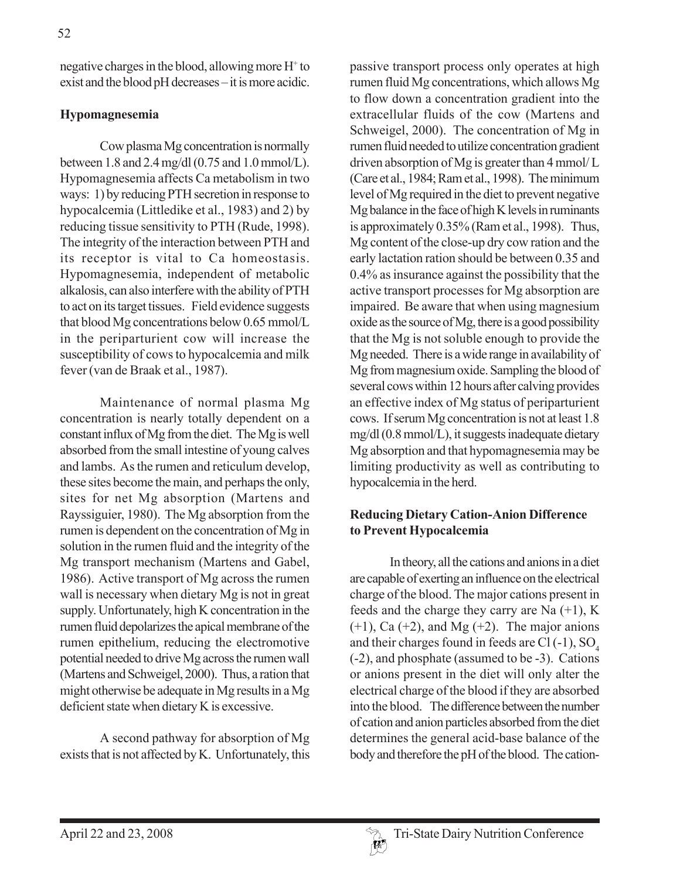negative charges in the blood, allowing more $H^+$ to exist and the blood pH decreases – it is more acidic.

## Hypomagnesemia

Cow plasma Mg concentration is normally between 1.8 and 2.4 mg/dl (0.75 and 1.0 mmol/L). Hypomagnesemia affects Ca metabolism in two ways: 1) by reducing PTH secretion in response to hypocalcemia (Littledike et al., 1983) and 2) by reducing tissue sensitivity to PTH (Rude, 1998). The integrity of the interaction between PTH and its receptor is vital to Ca homeostasis. Hypomagnesemia, independent of metabolic alkalosis, can also interfere with the ability of PTH to act on its target tissues. Field evidence suggests that blood Mg concentrations below 0.65 mmol/L in the periparturient cow will increase the susceptibility of cows to hypocalcemia and milk fever (van de Braak et al., 1987).

Maintenance of normal plasma Mg concentration is nearly totally dependent on a constant influx of Mg from the diet. The Mg is well absorbed from the small intestine of young calves and lambs. As the rumen and reticulum develop, these sites become the main, and perhaps the only, sites for net Mg absorption (Martens and Rayssiguier, 1980). The Mg absorption from the rumen is dependent on the concentration of Mg in solution in the rumen fluid and the integrity of the Mg transport mechanism (Martens and Gabel, 1986). Active transport of Mg across the rumen wall is necessary when dietary Mg is not in great supply. Unfortunately, high K concentration in the rumen fluid depolarizes the apical membrane of the rumen epithelium, reducing the electromotive potential needed to drive Mg across the rumen wall (Martens and Schweigel, 2000). Thus, a ration that might otherwise be adequate in Mg results in a Mg deficient state when dietary K is excessive.

A second pathway for absorption of Mg exists that is not affected by K. Unfortunately, this passive transport process only operates at high rumen fluid Mg concentrations, which allows Mg to flow down a concentration gradient into the extracellular fluids of the cow (Martens and Schweigel, 2000). The concentration of Mg in rumen fluid needed to utilize concentration gradient driven absorption of Mg is greater than 4 mmol/ L (Care et al., 1984; Ram et al., 1998). The minimum level of Mg required in the diet to prevent negative Mg balance in the face of high K levels in ruminants is approximately 0.35% (Ram et al., 1998). Thus, Mg content of the close-up dry cow ration and the early lactation ration should be between 0.35 and 0.4% as insurance against the possibility that the active transport processes for Mg absorption are impaired. Be aware that when using magnesium oxide as the source of Mg, there is a good possibility that the Mg is not soluble enough to provide the Mg needed. There is a wide range in availability of Mg from magnesium oxide. Sampling the blood of several cows within 12 hours after calving provides an effective index of Mg status of periparturient cows. If serum Mg concentration is not at least 1.8 mg/dl (0.8 mmol/L), it suggests inadequate dietary Mg absorption and that hypomagnesemia may be limiting productivity as well as contributing to hypocalcemia in the herd.

## Reducing Dietary Cation-Anion Difference to Prevent Hypocalcemia

In theory, all the cations and anions in a diet are capable of exerting an influence on the electrical charge of the blood. The major cations present in feeds and the charge they carry are Na (+1), K (+1), Ca (+2), and Mg (+2). The major anions and their charges found in feeds are Cl (-1), $SO_4$ (-2), and phosphate (assumed to be -3). Cations or anions present in the diet will only alter the electrical charge of the blood if they are absorbed into the blood. The difference between the number of cation and anion particles absorbed from the diet determines the general acid-base balance of the body and therefore the pH of the blood. The cation-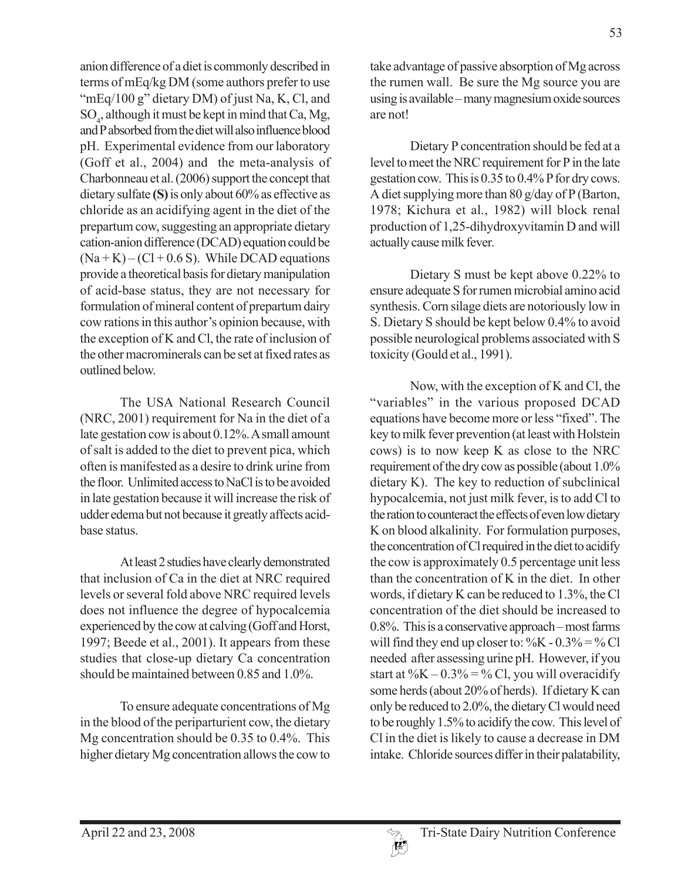anion difference of a diet is commonly described in terms of mEq/kg DM (some authors prefer to use "mEq/100 g" dietary DM) of just Na, K, Cl, and $SO_4$, although it must be kept in mind that Ca, Mg, and P absorbed from the diet will also influence blood pH. Experimental evidence from our laboratory (Goff et al., 2004) and the meta-analysis of Charbonneau et al. (2006) support the concept that dietary sulfate **(S)** is only about 60% as effective as chloride as an acidifying agent in the diet of the prepartum cow, suggesting an appropriate dietary cation-anion difference (DCAD) equation could be $(Na + K) – (Cl + 0.6\ S)$. While DCAD equations provide a theoretical basis for dietary manipulation of acid-base status, they are not necessary for formulation of mineral content of prepartum dairy cow rations in this author's opinion because, with the exception of K and Cl, the rate of inclusion of the other macrominerals can be set at fixed rates as outlined below.

The USA National Research Council (NRC, 2001) requirement for Na in the diet of a late gestation cow is about 0.12%. A small amount of salt is added to the diet to prevent pica, which often is manifested as a desire to drink urine from the floor. Unlimited access to NaCl is to be avoided in late gestation because it will increase the risk of udder edema but not because it greatly affects acid-base status.

At least 2 studies have clearly demonstrated that inclusion of Ca in the diet at NRC required levels or several fold above NRC required levels does not influence the degree of hypocalcemia experienced by the cow at calving (Goff and Horst, 1997; Beede et al., 2001). It appears from these studies that close-up dietary Ca concentration should be maintained between 0.85 and 1.0%.

To ensure adequate concentrations of Mg in the blood of the periparturient cow, the dietary Mg concentration should be 0.35 to 0.4%. This higher dietary Mg concentration allows the cow to take advantage of passive absorption of Mg across the rumen wall. Be sure the Mg source you are using is available – many magnesium oxide sources are not!

Dietary P concentration should be fed at a level to meet the NRC requirement for P in the late gestation cow. This is 0.35 to 0.4% P for dry cows. A diet supplying more than 80 g/day of P (Barton, 1978; Kichura et al., 1982) will block renal production of 1,25-dihydroxyvitamin D and will actually cause milk fever.

Dietary S must be kept above 0.22% to ensure adequate S for rumen microbial amino acid synthesis. Corn silage diets are notoriously low in S. Dietary S should be kept below 0.4% to avoid possible neurological problems associated with S toxicity (Gould et al., 1991).

Now, with the exception of K and Cl, the "variables" in the various proposed DCAD equations have become more or less "fixed". The key to milk fever prevention (at least with Holstein cows) is to now keep K as close to the NRC requirement of the dry cow as possible (about 1.0% dietary K). The key to reduction of subclinical hypocalcemia, not just milk fever, is to add Cl to the ration to counteract the effects of even low dietary K on blood alkalinity. For formulation purposes, the concentration of Cl required in the diet to acidify the cow is approximately 0.5 percentage unit less than the concentration of K in the diet. In other words, if dietary K can be reduced to 1.3%, the Cl concentration of the diet should be increased to 0.8%. This is a conservative approach – most farms will find they end up closer to: $\%K - 0.3\% = \%\ Cl$ needed after assessing urine pH. However, if you start at $\%K – 0.3\% = \%\ Cl$, you will overacidify some herds (about 20% of herds). If dietary K can only be reduced to 2.0%, the dietary Cl would need to be roughly 1.5% to acidify the cow. This level of Cl in the diet is likely to cause a decrease in DM intake. Chloride sources differ in their palatability,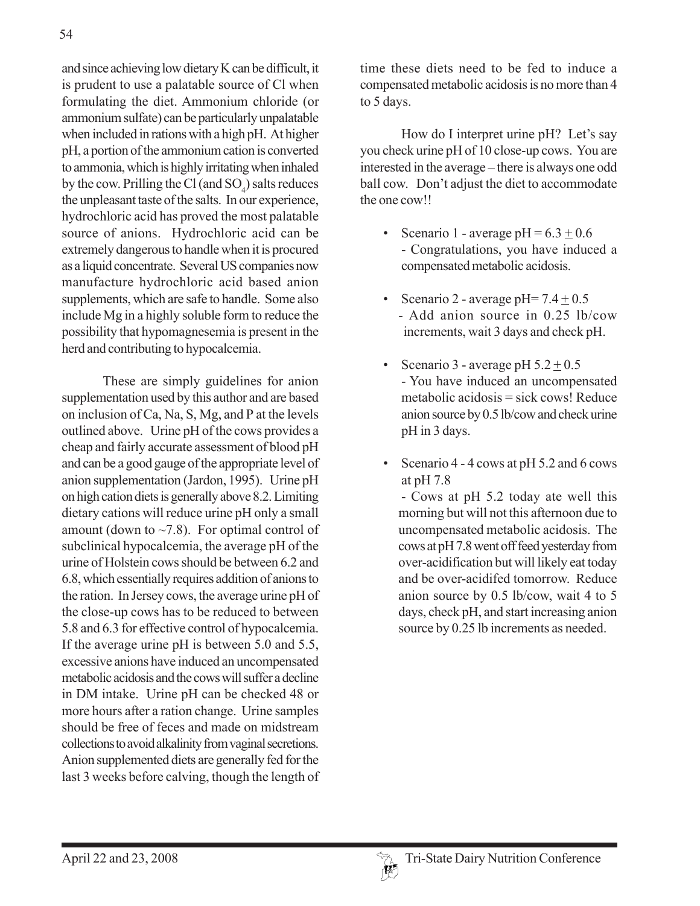and since achieving low dietary K can be difficult, it is prudent to use a palatable source of Cl when formulating the diet. Ammonium chloride (or ammonium sulfate) can be particularly unpalatable when included in rations with a high pH. At higher pH, a portion of the ammonium cation is converted to ammonia, which is highly irritating when inhaled by the cow. Prilling the Cl (and $SO_4$) salts reduces the unpleasant taste of the salts. In our experience, hydrochloric acid has proved the most palatable source of anions. Hydrochloric acid can be extremely dangerous to handle when it is procured as a liquid concentrate. Several US companies now manufacture hydrochloric acid based anion supplements, which are safe to handle. Some also include Mg in a highly soluble form to reduce the possibility that hypomagnesemia is present in the herd and contributing to hypocalcemia.

These are simply guidelines for anion supplementation used by this author and are based on inclusion of Ca, Na, S, Mg, and P at the levels outlined above. Urine pH of the cows provides a cheap and fairly accurate assessment of blood pH and can be a good gauge of the appropriate level of anion supplementation (Jardon, 1995). Urine pH on high cation diets is generally above 8.2. Limiting dietary cations will reduce urine pH only a small amount (down to ~7.8). For optimal control of subclinical hypocalcemia, the average pH of the urine of Holstein cows should be between 6.2 and 6.8, which essentially requires addition of anions to the ration. In Jersey cows, the average urine pH of the close-up cows has to be reduced to between 5.8 and 6.3 for effective control of hypocalcemia. If the average urine pH is between 5.0 and 5.5, excessive anions have induced an uncompensated metabolic acidosis and the cows will suffer a decline in DM intake. Urine pH can be checked 48 or more hours after a ration change. Urine samples should be free of feces and made on midstream collections to avoid alkalinity from vaginal secretions. Anion supplemented diets are generally fed for the last 3 weeks before calving, though the length of time these diets need to be fed to induce a compensated metabolic acidosis is no more than 4 to 5 days.

How do I interpret urine pH? Let's say you check urine pH of 10 close-up cows. You are interested in the average – there is always one odd ball cow. Don't adjust the diet to accommodate the one cow!!

- Scenario 1 - average pH = $6.3 \pm 0.6$
  - Congratulations, you have induced a compensated metabolic acidosis.
- Scenario 2 - average pH= $7.4 \pm 0.5$
  - Add anion source in 0.25 lb/cow increments, wait 3 days and check pH.
- Scenario 3 - average pH $5.2 \pm 0.5$
  - You have induced an uncompensated metabolic acidosis = sick cows! Reduce anion source by 0.5 lb/cow and check urine pH in 3 days.
- Scenario 4 - 4 cows at pH 5.2 and 6 cows at pH 7.8
  - Cows at pH 5.2 today ate well this morning but will not this afternoon due to uncompensated metabolic acidosis. The cows at pH 7.8 went off feed yesterday from over-acidification but will likely eat today and be over-acidifed tomorrow. Reduce anion source by 0.5 lb/cow, wait 4 to 5 days, check pH, and start increasing anion source by 0.25 lb increments as needed.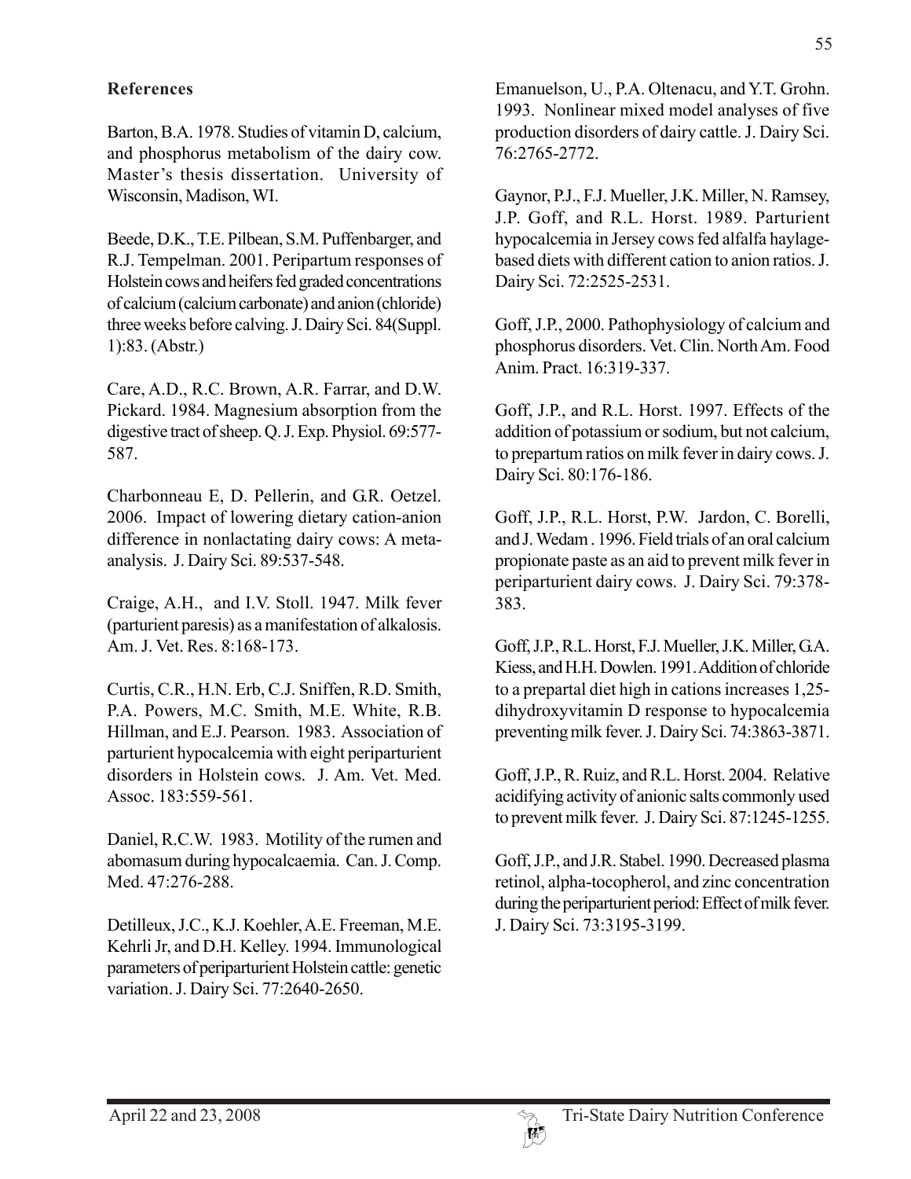## References

Barton, B.A. 1978. Studies of vitamin D, calcium, and phosphorus metabolism of the dairy cow. Master's thesis dissertation. University of Wisconsin, Madison, WI.

Beede, D.K., T.E. Pilbean, S.M. Puffenbarger, and R.J. Tempelman. 2001. Peripartum responses of Holstein cows and heifers fed graded concentrations of calcium (calcium carbonate) and anion (chloride) three weeks before calving. J. Dairy Sci. 84(Suppl. 1):83. (Abstr.)

Care, A.D., R.C. Brown, A.R. Farrar, and D.W. Pickard. 1984. Magnesium absorption from the digestive tract of sheep. Q. J. Exp. Physiol. 69:577-587.

Charbonneau E, D. Pellerin, and G.R. Oetzel. 2006. Impact of lowering dietary cation-anion difference in nonlactating dairy cows: A meta-analysis. J. Dairy Sci. 89:537-548.

Craige, A.H., and I.V. Stoll. 1947. Milk fever (parturient paresis) as a manifestation of alkalosis. Am. J. Vet. Res. 8:168-173.

Curtis, C.R., H.N. Erb, C.J. Sniffen, R.D. Smith, P.A. Powers, M.C. Smith, M.E. White, R.B. Hillman, and E.J. Pearson. 1983. Association of parturient hypocalcemia with eight periparturient disorders in Holstein cows. J. Am. Vet. Med. Assoc. 183:559-561.

Daniel, R.C.W. 1983. Motility of the rumen and abomasum during hypocalcaemia. Can. J. Comp. Med. 47:276-288.

Detilleux, J.C., K.J. Koehler, A.E. Freeman, M.E. Kehrli Jr, and D.H. Kelley. 1994. Immunological parameters of periparturient Holstein cattle: genetic variation. J. Dairy Sci. 77:2640-2650.

Emanuelson, U., P.A. Oltenacu, and Y.T. Grohn. 1993. Nonlinear mixed model analyses of five production disorders of dairy cattle. J. Dairy Sci. 76:2765-2772.

Gaynor, P.J., F.J. Mueller, J.K. Miller, N. Ramsey, J.P. Goff, and R.L. Horst. 1989. Parturient hypocalcemia in Jersey cows fed alfalfa haylage-based diets with different cation to anion ratios. J. Dairy Sci. 72:2525-2531.

Goff, J.P., 2000. Pathophysiology of calcium and phosphorus disorders. Vet. Clin. North Am. Food Anim. Pract. 16:319-337.

Goff, J.P., and R.L. Horst. 1997. Effects of the addition of potassium or sodium, but not calcium, to prepartum ratios on milk fever in dairy cows. J. Dairy Sci. 80:176-186.

Goff, J.P., R.L. Horst, P.W. Jardon, C. Borelli, and J. Wedam . 1996. Field trials of an oral calcium propionate paste as an aid to prevent milk fever in periparturient dairy cows. J. Dairy Sci. 79:378-383.

Goff, J.P., R.L. Horst, F.J. Mueller, J.K. Miller, G.A. Kiess, and H.H. Dowlen. 1991. Addition of chloride to a prepartal diet high in cations increases 1,25-dihydroxyvitamin D response to hypocalcemia preventing milk fever. J. Dairy Sci. 74:3863-3871.

Goff, J.P., R. Ruiz, and R.L. Horst. 2004. Relative acidifying activity of anionic salts commonly used to prevent milk fever. J. Dairy Sci. 87:1245-1255.

Goff, J.P., and J.R. Stabel. 1990. Decreased plasma retinol, alpha-tocopherol, and zinc concentration during the periparturient period: Effect of milk fever. J. Dairy Sci. 73:3195-3199.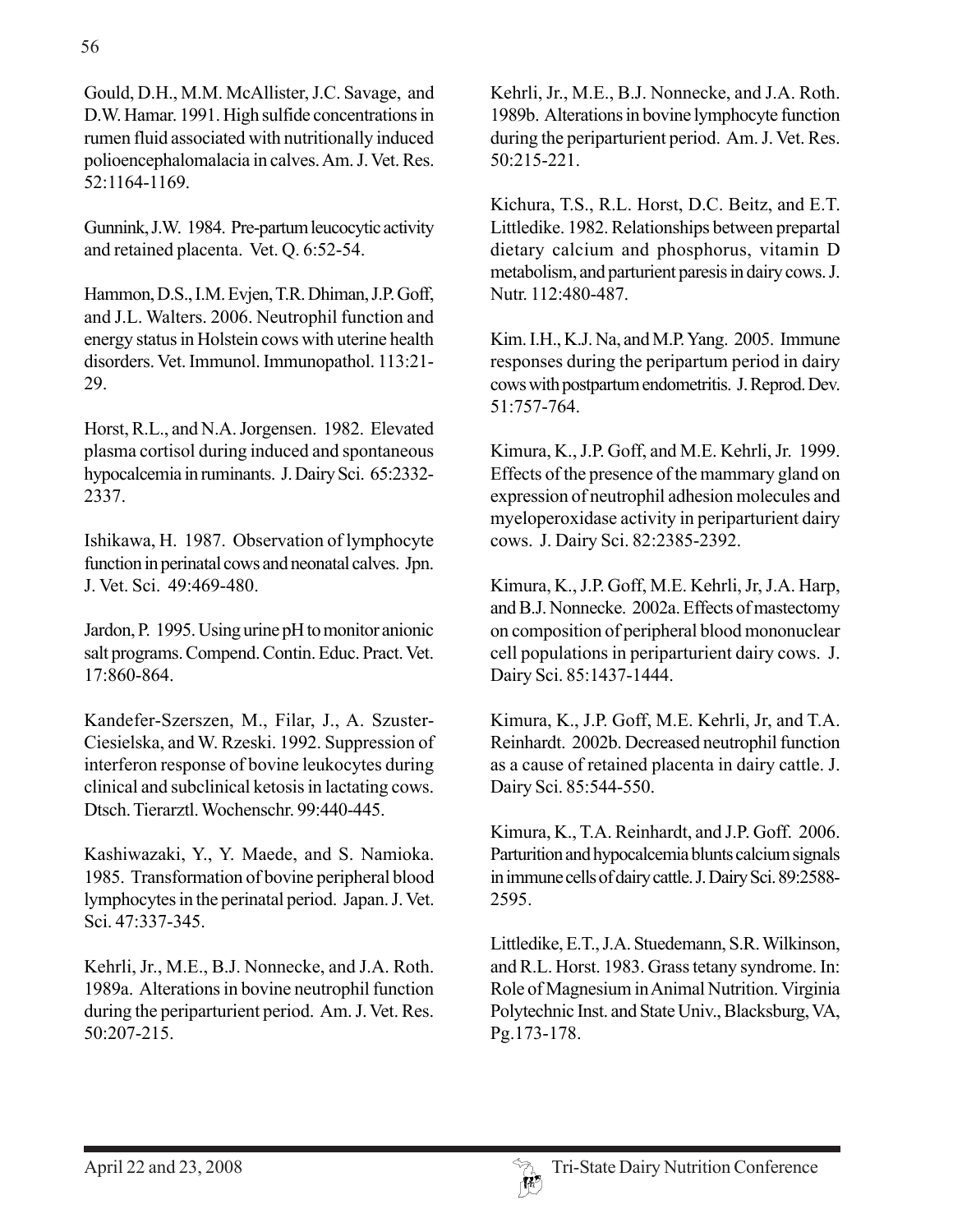Gould, D.H., M.M. McAllister, J.C. Savage, and D.W. Hamar. 1991. High sulfide concentrations in rumen fluid associated with nutritionally induced polioencephalomalacia in calves. Am. J. Vet. Res. 52:1164-1169.

Gunnink, J.W. 1984. Pre-partum leucocytic activity and retained placenta. Vet. Q. 6:52-54.

Hammon, D.S., I.M. Evjen, T.R. Dhiman, J.P. Goff, and J.L. Walters. 2006. Neutrophil function and energy status in Holstein cows with uterine health disorders. Vet. Immunol. Immunopathol. 113:21-29.

Horst, R.L., and N.A. Jorgensen. 1982. Elevated plasma cortisol during induced and spontaneous hypocalcemia in ruminants. J. Dairy Sci. 65:2332-2337.

Ishikawa, H. 1987. Observation of lymphocyte function in perinatal cows and neonatal calves. Jpn. J. Vet. Sci. 49:469-480.

Jardon, P. 1995. Using urine pH to monitor anionic salt programs. Compend. Contin. Educ. Pract. Vet. 17:860-864.

Kandefer-Szerszen, M., Filar, J., A. Szuster-Ciesielska, and W. Rzeski. 1992. Suppression of interferon response of bovine leukocytes during clinical and subclinical ketosis in lactating cows. Dtsch. Tierarztl. Wochenschr. 99:440-445.

Kashiwazaki, Y., Y. Maede, and S. Namioka. 1985. Transformation of bovine peripheral blood lymphocytes in the perinatal period. Japan. J. Vet. Sci. 47:337-345.

Kehrli, Jr., M.E., B.J. Nonnecke, and J.A. Roth. 1989a. Alterations in bovine neutrophil function during the periparturient period. Am. J. Vet. Res. 50:207-215.

Kehrli, Jr., M.E., B.J. Nonnecke, and J.A. Roth. 1989b. Alterations in bovine lymphocyte function during the periparturient period. Am. J. Vet. Res. 50:215-221.

Kichura, T.S., R.L. Horst, D.C. Beitz, and E.T. Littledike. 1982. Relationships between prepartal dietary calcium and phosphorus, vitamin D metabolism, and parturient paresis in dairy cows. J. Nutr. 112:480-487.

Kim. I.H., K.J. Na, and M.P. Yang. 2005. Immune responses during the peripartum period in dairy cows with postpartum endometritis. J. Reprod. Dev. 51:757-764.

Kimura, K., J.P. Goff, and M.E. Kehrli, Jr. 1999. Effects of the presence of the mammary gland on expression of neutrophil adhesion molecules and myeloperoxidase activity in periparturient dairy cows. J. Dairy Sci. 82:2385-2392.

Kimura, K., J.P. Goff, M.E. Kehrli, Jr, J.A. Harp, and B.J. Nonnecke. 2002a. Effects of mastectomy on composition of peripheral blood mononuclear cell populations in periparturient dairy cows. J. Dairy Sci. 85:1437-1444.

Kimura, K., J.P. Goff, M.E. Kehrli, Jr, and T.A. Reinhardt. 2002b. Decreased neutrophil function as a cause of retained placenta in dairy cattle. J. Dairy Sci. 85:544-550.

Kimura, K., T.A. Reinhardt, and J.P. Goff. 2006. Parturition and hypocalcemia blunts calcium signals in immune cells of dairy cattle. J. Dairy Sci. 89:2588-2595.

Littledike, E.T., J.A. Stuedemann, S.R. Wilkinson, and R.L. Horst. 1983. Grass tetany syndrome. In: Role of Magnesium in Animal Nutrition. Virginia Polytechnic Inst. and State Univ., Blacksburg, VA, Pg.173-178.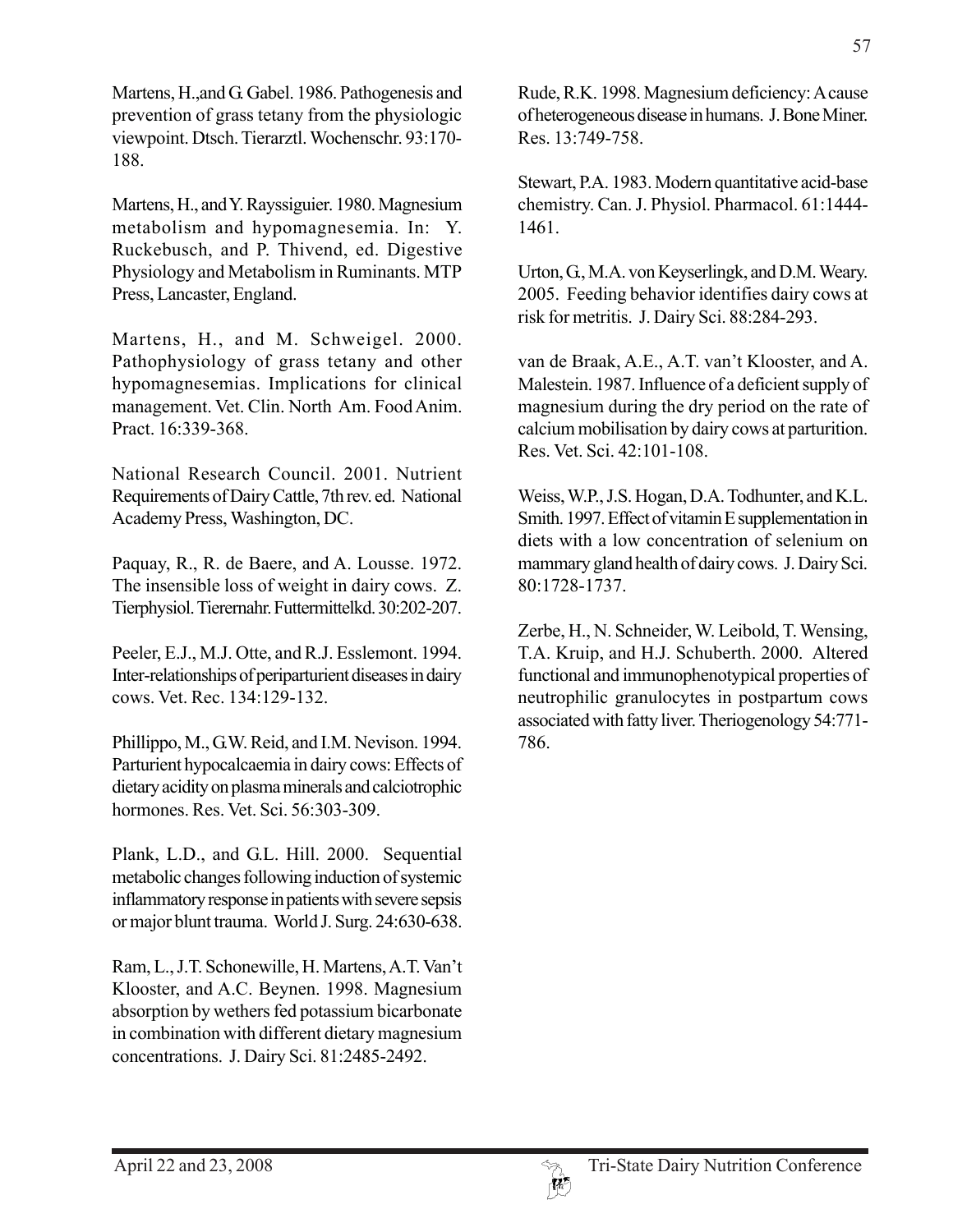Martens, H.,and G. Gabel. 1986. Pathogenesis and prevention of grass tetany from the physiologic viewpoint. Dtsch. Tierarztl. Wochenschr. 93:170-188.

Martens, H., and Y. Rayssiguier. 1980. Magnesium metabolism and hypomagnesemia. In: Y. Ruckebusch, and P. Thivend, ed. Digestive Physiology and Metabolism in Ruminants. MTP Press, Lancaster, England.

Martens, H., and M. Schweigel. 2000. Pathophysiology of grass tetany and other hypomagnesemias. Implications for clinical management. Vet. Clin. North Am. Food Anim. Pract. 16:339-368.

National Research Council. 2001. Nutrient Requirements of Dairy Cattle, 7th rev. ed. National Academy Press, Washington, DC.

Paquay, R., R. de Baere, and A. Lousse. 1972. The insensible loss of weight in dairy cows. Z. Tierphysiol. Tierernahr. Futtermittelkd. 30:202-207.

Peeler, E.J., M.J. Otte, and R.J. Esslemont. 1994. Inter-relationships of periparturient diseases in dairy cows. Vet. Rec. 134:129-132.

Phillippo, M., G.W. Reid, and I.M. Nevison. 1994. Parturient hypocalcaemia in dairy cows: Effects of dietary acidity on plasma minerals and calciotrophic hormones. Res. Vet. Sci. 56:303-309.

Plank, L.D., and G.L. Hill. 2000. Sequential metabolic changes following induction of systemic inflammatory response in patients with severe sepsis or major blunt trauma. World J. Surg. 24:630-638.

Ram, L., J.T. Schonewille, H. Martens, A.T. Van't Klooster, and A.C. Beynen. 1998. Magnesium absorption by wethers fed potassium bicarbonate in combination with different dietary magnesium concentrations. J. Dairy Sci. 81:2485-2492.

Rude, R.K. 1998. Magnesium deficiency: A cause of heterogeneous disease in humans. J. Bone Miner. Res. 13:749-758.

Stewart, P.A. 1983. Modern quantitative acid-base chemistry. Can. J. Physiol. Pharmacol. 61:1444-1461.

Urton, G., M.A. von Keyserlingk, and D.M. Weary. 2005. Feeding behavior identifies dairy cows at risk for metritis. J. Dairy Sci. 88:284-293.

van de Braak, A.E., A.T. van't Klooster, and A. Malestein. 1987. Influence of a deficient supply of magnesium during the dry period on the rate of calcium mobilisation by dairy cows at parturition. Res. Vet. Sci. 42:101-108.

Weiss, W.P., J.S. Hogan, D.A. Todhunter, and K.L. Smith. 1997. Effect of vitamin E supplementation in diets with a low concentration of selenium on mammary gland health of dairy cows. J. Dairy Sci. 80:1728-1737.

Zerbe, H., N. Schneider, W. Leibold, T. Wensing, T.A. Kruip, and H.J. Schuberth. 2000. Altered functional and immunophenotypical properties of neutrophilic granulocytes in postpartum cows associated with fatty liver. Theriogenology 54:771-786.